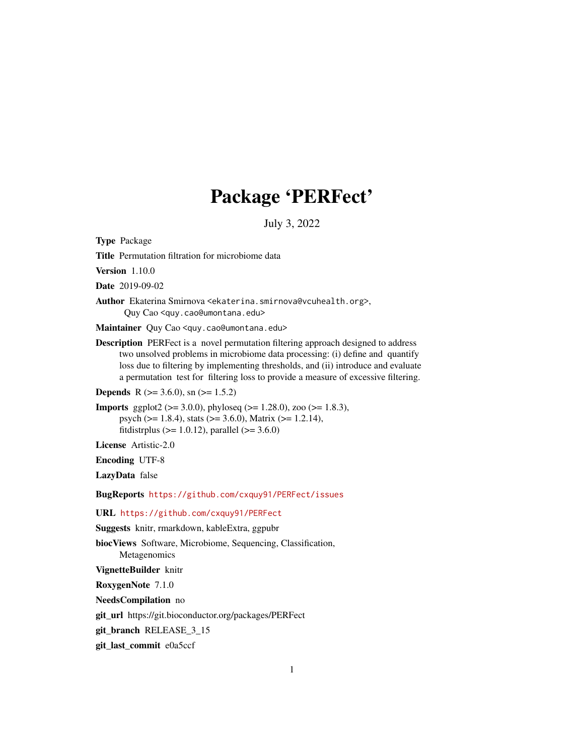# Package 'PERFect'

July 3, 2022

**Type** Package

**Title** Permutation filtration for microbiome data

**Version** 1.10.0

**Date** 2019-09-02

**Author** Ekaterina Smirnova <ekaterina.smirnova@vcuhealth.org>,
Quy Cao <quy.cao@umontana.edu>

**Maintainer** Quy Cao <quy.cao@umontana.edu>

**Description** PERFect is a novel permutation filtering approach designed to address two unsolved problems in microbiome data processing: (i) define and quantify loss due to filtering by implementing thresholds, and (ii) introduce and evaluate a permutation test for filtering loss to provide a measure of excessive filtering.

**Depends** R (>= 3.6.0), sn (>= 1.5.2)

**Imports** ggplot2 (>= 3.0.0), phyloseq (>= 1.28.0), zoo (>= 1.8.3), psych (>= 1.8.4), stats (>= 3.6.0), Matrix (>= 1.2.14), fitdistrplus (>= 1.0.12), parallel (>= 3.6.0)

**License** Artistic-2.0

**Encoding** UTF-8

**LazyData** false

**BugReports** https://github.com/cxquy91/PERFect/issues

**URL** https://github.com/cxquy91/PERFect

**Suggests** knitr, rmarkdown, kableExtra, ggpubr

**biocViews** Software, Microbiome, Sequencing, Classification, Metagenomics

**VignetteBuilder** knitr

**RoxygenNote** 7.1.0

**NeedsCompilation** no

**git_url** https://git.bioconductor.org/packages/PERFect

**git_branch** RELEASE_3_15

**git_last_commit** e0a5ccf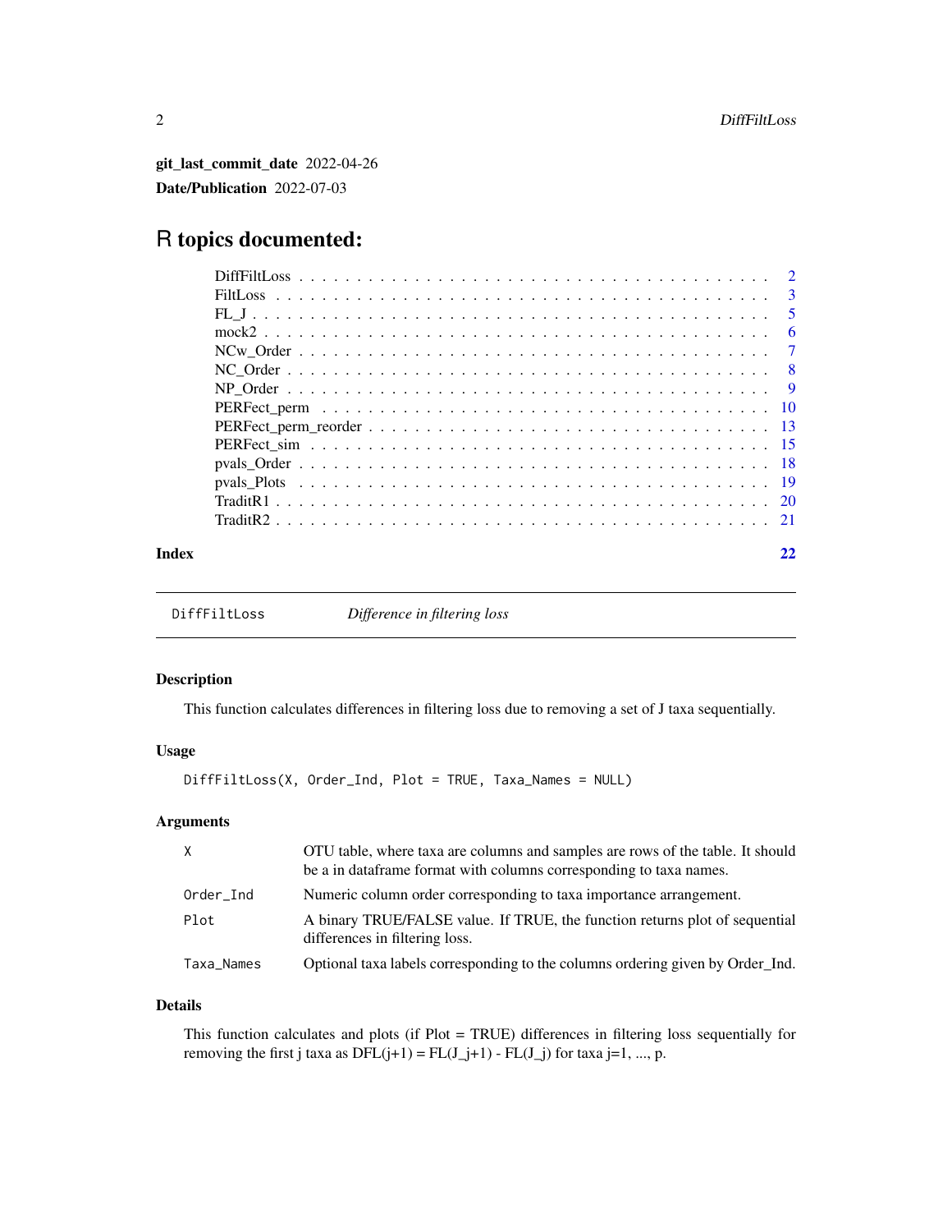**git_last_commit_date** 2022-04-26

**Date/Publication** 2022-07-03

# R topics documented:

| | |
|---|---|
| DiffFiltLoss | 2 |
| FiltLoss | 3 |
| FL_J | 5 |
| mock2 | 6 |
| NCw_Order | 7 |
| NC_Order | 8 |
| NP_Order | 9 |
| PERFect_perm | 10 |
| PERFect_perm_reorder | 13 |
| PERFect_sim | 15 |
| pvals_Order | 18 |
| pvals_Plots | 19 |
| TraditR1 | 20 |
| TraditR2 | 21 |
| **Index** | **22** |

---

## DiffFiltLoss — *Difference in filtering loss*

### Description

This function calculates differences in filtering loss due to removing a set of J taxa sequentially.

### Usage

```
DiffFiltLoss(X, Order_Ind, Plot = TRUE, Taxa_Names = NULL)
```

### Arguments

| | |
|---|---|
| `X` | OTU table, where taxa are columns and samples are rows of the table. It should be a in dataframe format with columns corresponding to taxa names. |
| `Order_Ind` | Numeric column order corresponding to taxa importance arrangement. |
| `Plot` | A binary TRUE/FALSE value. If TRUE, the function returns plot of sequential differences in filtering loss. |
| `Taxa_Names` | Optional taxa labels corresponding to the columns ordering given by Order_Ind. |

### Details

This function calculates and plots (if Plot = TRUE) differences in filtering loss sequentially for removing the first j taxa as DFL(j+1) = FL(J_j+1) - FL(J_j) for taxa j=1, ..., p.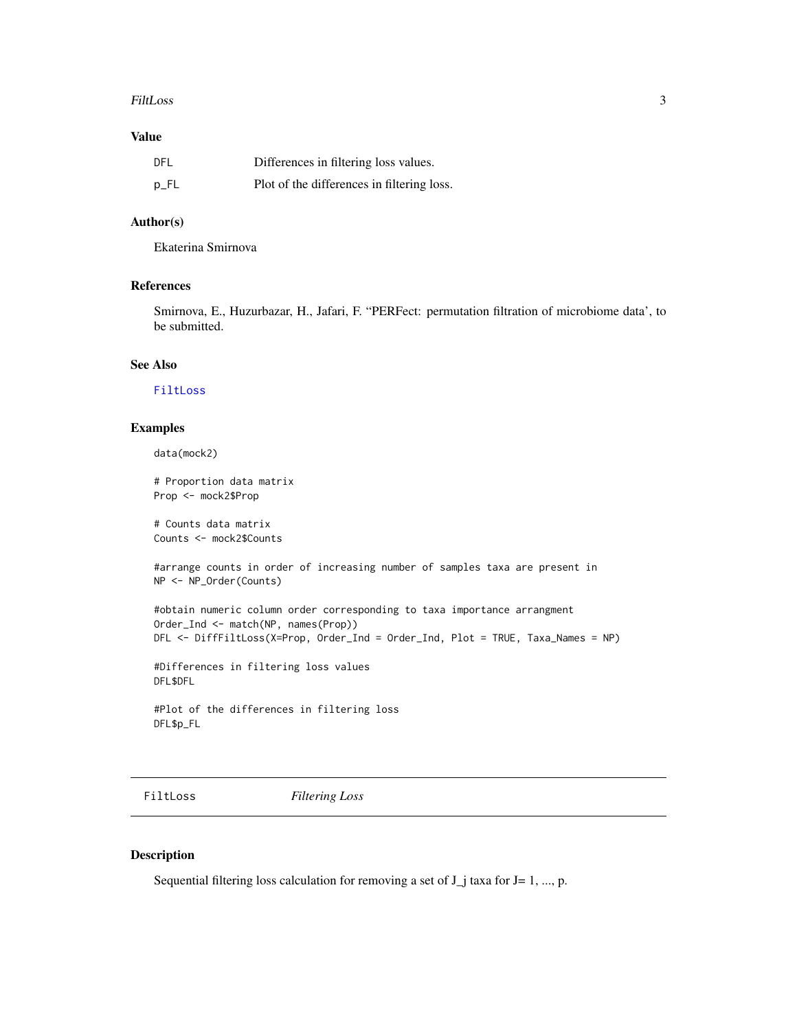### Value

| | |
|---|---|
| DFL | Differences in filtering loss values. |
| p_FL | Plot of the differences in filtering loss. |

### Author(s)

Ekaterina Smirnova

### References

Smirnova, E., Huzurbazar, H., Jafari, F. "PERFect: permutation filtration of microbiome data', to be submitted.

### See Also

FiltLoss

### Examples

```
data(mock2)

# Proportion data matrix
Prop <- mock2$Prop

# Counts data matrix
Counts <- mock2$Counts

#arrange counts in order of increasing number of samples taxa are present in
NP <- NP_Order(Counts)

#obtain numeric column order corresponding to taxa importance arrangment
Order_Ind <- match(NP, names(Prop))
DFL <- DiffFiltLoss(X=Prop, Order_Ind = Order_Ind, Plot = TRUE, Taxa_Names = NP)

#Differences in filtering loss values
DFL$DFL

#Plot of the differences in filtering loss
DFL$p_FL
```

## FiltLoss — *Filtering Loss*

### Description

Sequential filtering loss calculation for removing a set of J_j taxa for J= 1, ..., p.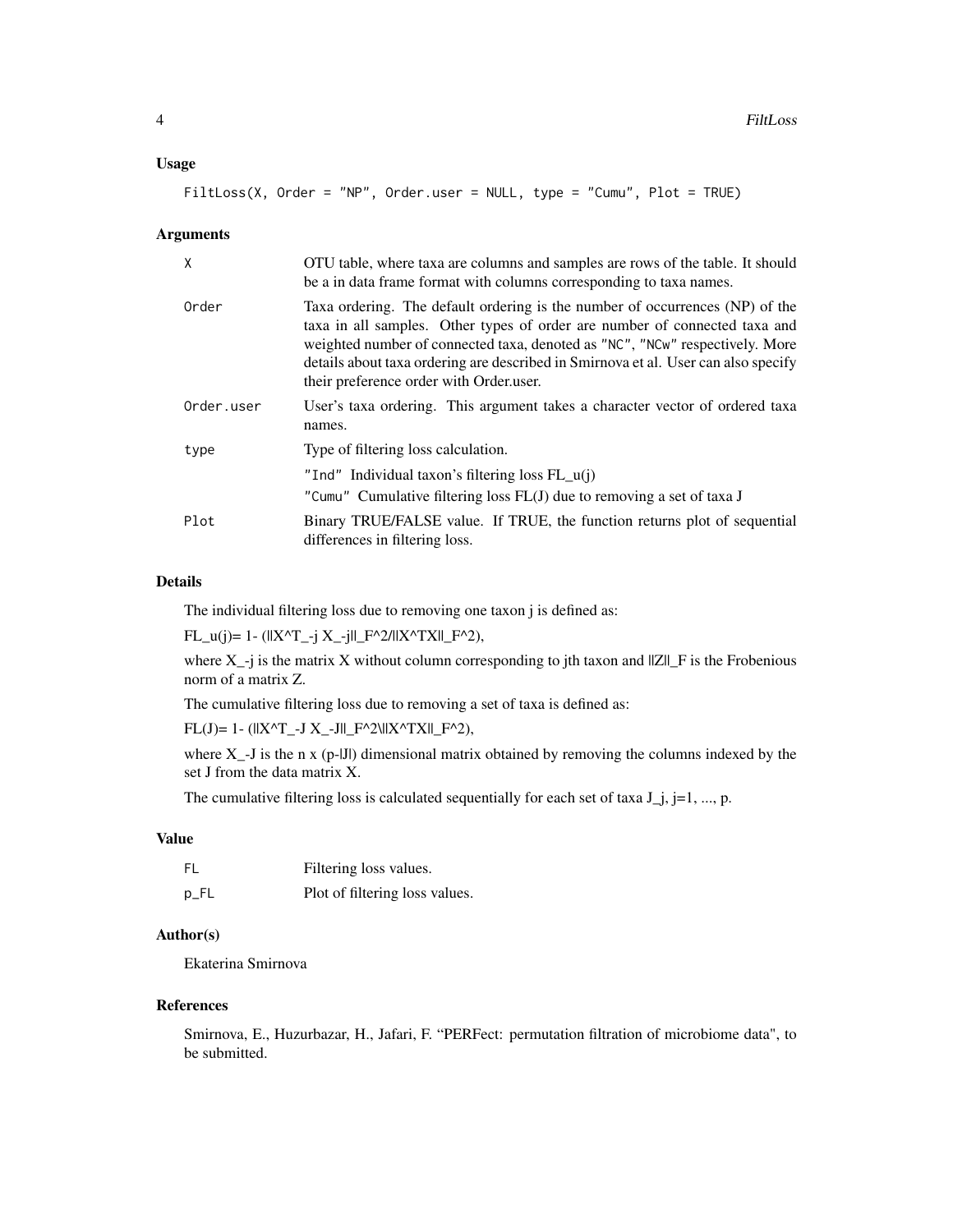### Usage

```
FiltLoss(X, Order = "NP", Order.user = NULL, type = "Cumu", Plot = TRUE)
```

### Arguments

| | |
|---|---|
| X | OTU table, where taxa are columns and samples are rows of the table. It should be a in data frame format with columns corresponding to taxa names. |
| Order | Taxa ordering. The default ordering is the number of occurrences (NP) of the taxa in all samples. Other types of order are number of connected taxa and weighted number of connected taxa, denoted as "NC", "NCw" respectively. More details about taxa ordering are described in Smirnova et al. User can also specify their preference order with Order.user. |
| Order.user | User's taxa ordering. This argument takes a character vector of ordered taxa names. |
| type | Type of filtering loss calculation. "Ind" Individual taxon's filtering loss FL_u(j) "Cumu" Cumulative filtering loss FL(J) due to removing a set of taxa J |
| Plot | Binary TRUE/FALSE value. If TRUE, the function returns plot of sequential differences in filtering loss. |

### Details

The individual filtering loss due to removing one taxon j is defined as:

FL_u(j)= 1- (||X^T_-j X_-j||_F^2/||X^TX||_F^2),

where X_-j is the matrix X without column corresponding to jth taxon and ||Z||_F is the Frobenious norm of a matrix Z.

The cumulative filtering loss due to removing a set of taxa is defined as:

FL(J)= 1- (||X^T_-J X_-J||_F^2\||X^TX||_F^2),

where X_-J is the n x (p-|J|) dimensional matrix obtained by removing the columns indexed by the set J from the data matrix X.

The cumulative filtering loss is calculated sequentially for each set of taxa J_j, j=1, ..., p.

### Value

| | |
|---|---|
| FL | Filtering loss values. |
| p_FL | Plot of filtering loss values. |

### Author(s)

Ekaterina Smirnova

### References

Smirnova, E., Huzurbazar, H., Jafari, F. "PERFect: permutation filtration of microbiome data", to be submitted.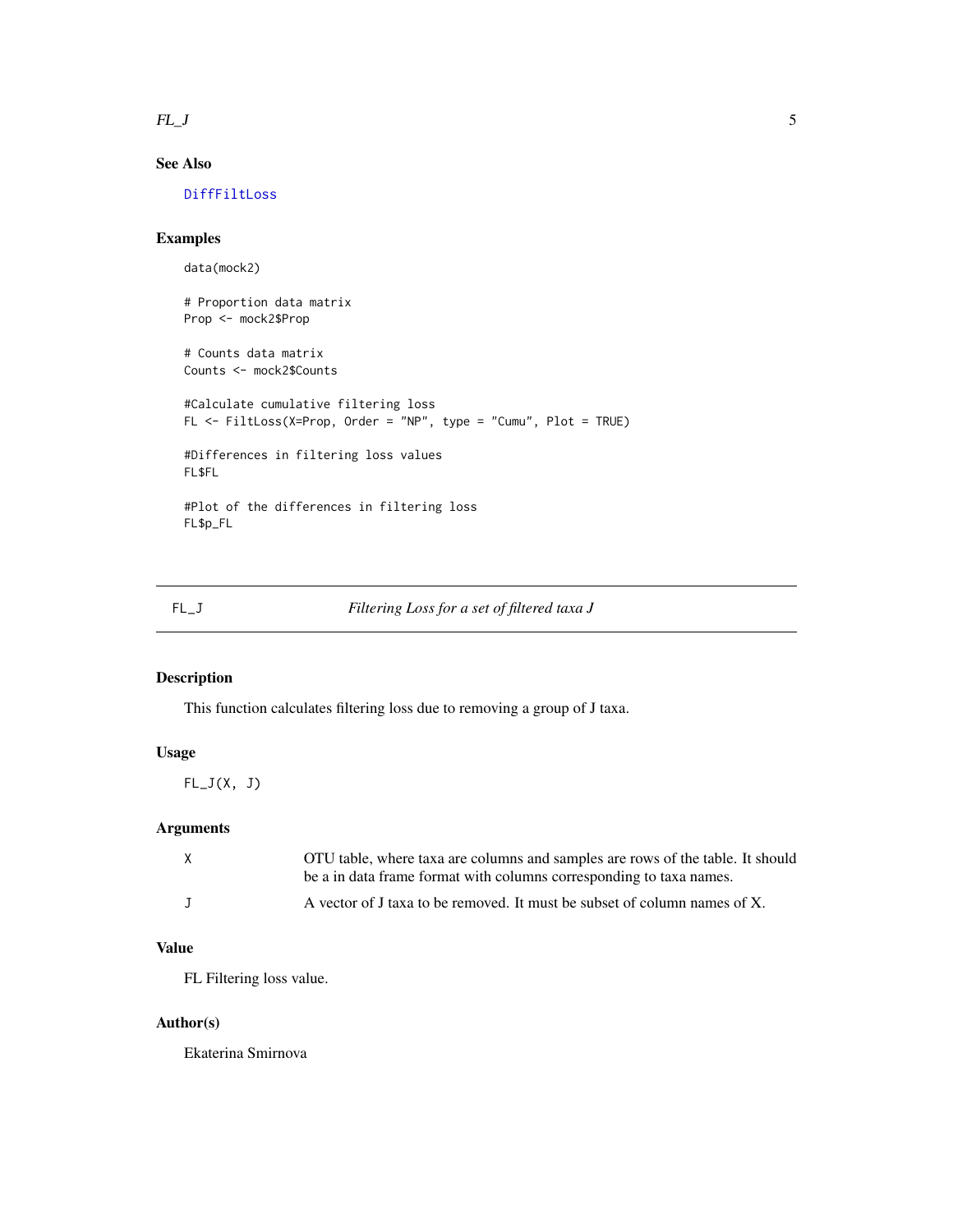## See Also

DiffFiltLoss

## Examples

```
data(mock2)

# Proportion data matrix
Prop <- mock2$Prop

# Counts data matrix
Counts <- mock2$Counts

#Calculate cumulative filtering loss
FL <- FiltLoss(X=Prop, Order = "NP", type = "Cumu", Plot = TRUE)

#Differences in filtering loss values
FL$FL

#Plot of the differences in filtering loss
FL$p_FL
```

---

# FL_J — *Filtering Loss for a set of filtered taxa J*

---

## Description

This function calculates filtering loss due to removing a group of J taxa.

## Usage

```
FL_J(X, J)
```

## Arguments

| | |
|---|---|
| X | OTU table, where taxa are columns and samples are rows of the table. It should be a in data frame format with columns corresponding to taxa names. |
| J | A vector of J taxa to be removed. It must be subset of column names of X. |

## Value

FL Filtering loss value.

## Author(s)

Ekaterina Smirnova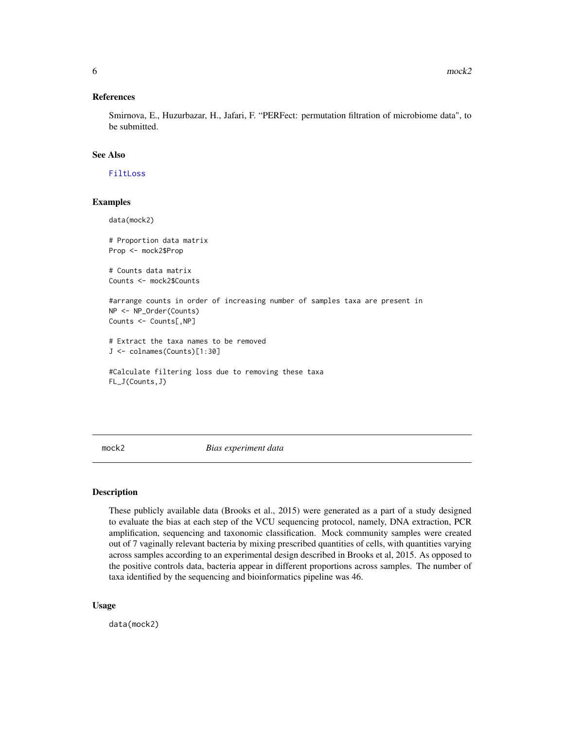### References

Smirnova, E., Huzurbazar, H., Jafari, F. "PERFect: permutation filtration of microbiome data", to be submitted.

### See Also

FiltLoss

### Examples

```
data(mock2)

# Proportion data matrix
Prop <- mock2$Prop

# Counts data matrix
Counts <- mock2$Counts

#arrange counts in order of increasing number of samples taxa are present in
NP <- NP_Order(Counts)
Counts <- Counts[,NP]

# Extract the taxa names to be removed
J <- colnames(Counts)[1:30]

#Calculate filtering loss due to removing these taxa
FL_J(Counts,J)
```

---

## mock2 *Bias experiment data*

### Description

These publicly available data (Brooks et al., 2015) were generated as a part of a study designed to evaluate the bias at each step of the VCU sequencing protocol, namely, DNA extraction, PCR amplification, sequencing and taxonomic classification. Mock community samples were created out of 7 vaginally relevant bacteria by mixing prescribed quantities of cells, with quantities varying across samples according to an experimental design described in Brooks et al, 2015. As opposed to the positive controls data, bacteria appear in different proportions across samples. The number of taxa identified by the sequencing and bioinformatics pipeline was 46.

### Usage

```
data(mock2)
```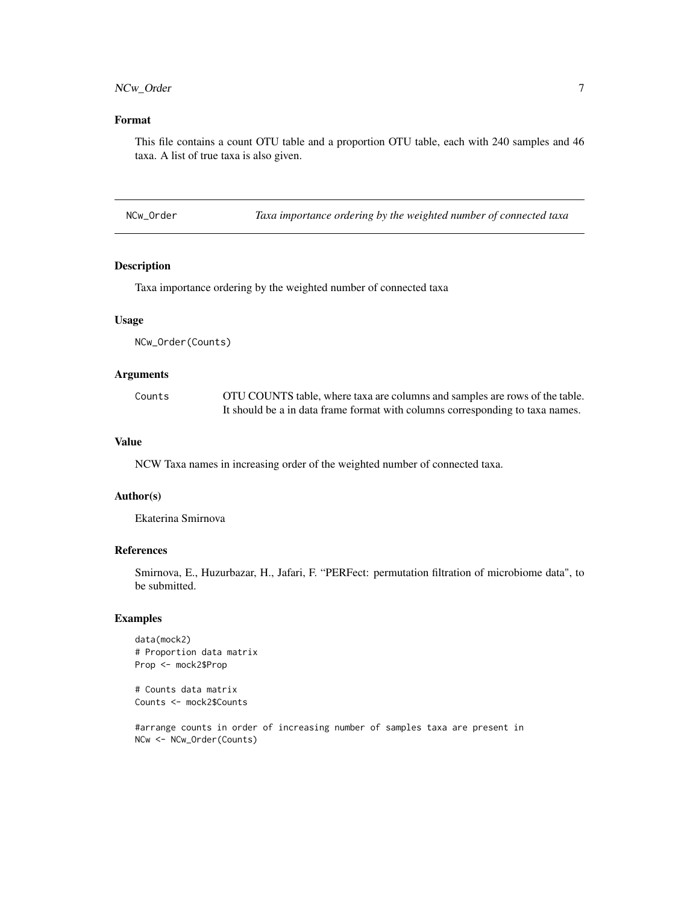## Format

This file contains a count OTU table and a proportion OTU table, each with 240 samples and 46 taxa. A list of true taxa is also given.

---

# NCw_Order — *Taxa importance ordering by the weighted number of connected taxa*

---

## Description

Taxa importance ordering by the weighted number of connected taxa

## Usage

```
NCw_Order(Counts)
```

## Arguments

| | |
|---|---|
| `Counts` | OTU COUNTS table, where taxa are columns and samples are rows of the table. It should be a in data frame format with columns corresponding to taxa names. |

## Value

NCW Taxa names in increasing order of the weighted number of connected taxa.

## Author(s)

Ekaterina Smirnova

## References

Smirnova, E., Huzurbazar, H., Jafari, F. "PERFect: permutation filtration of microbiome data", to be submitted.

## Examples

```
data(mock2)
# Proportion data matrix
Prop <- mock2$Prop

# Counts data matrix
Counts <- mock2$Counts

#arrange counts in order of increasing number of samples taxa are present in
NCw <- NCw_Order(Counts)
```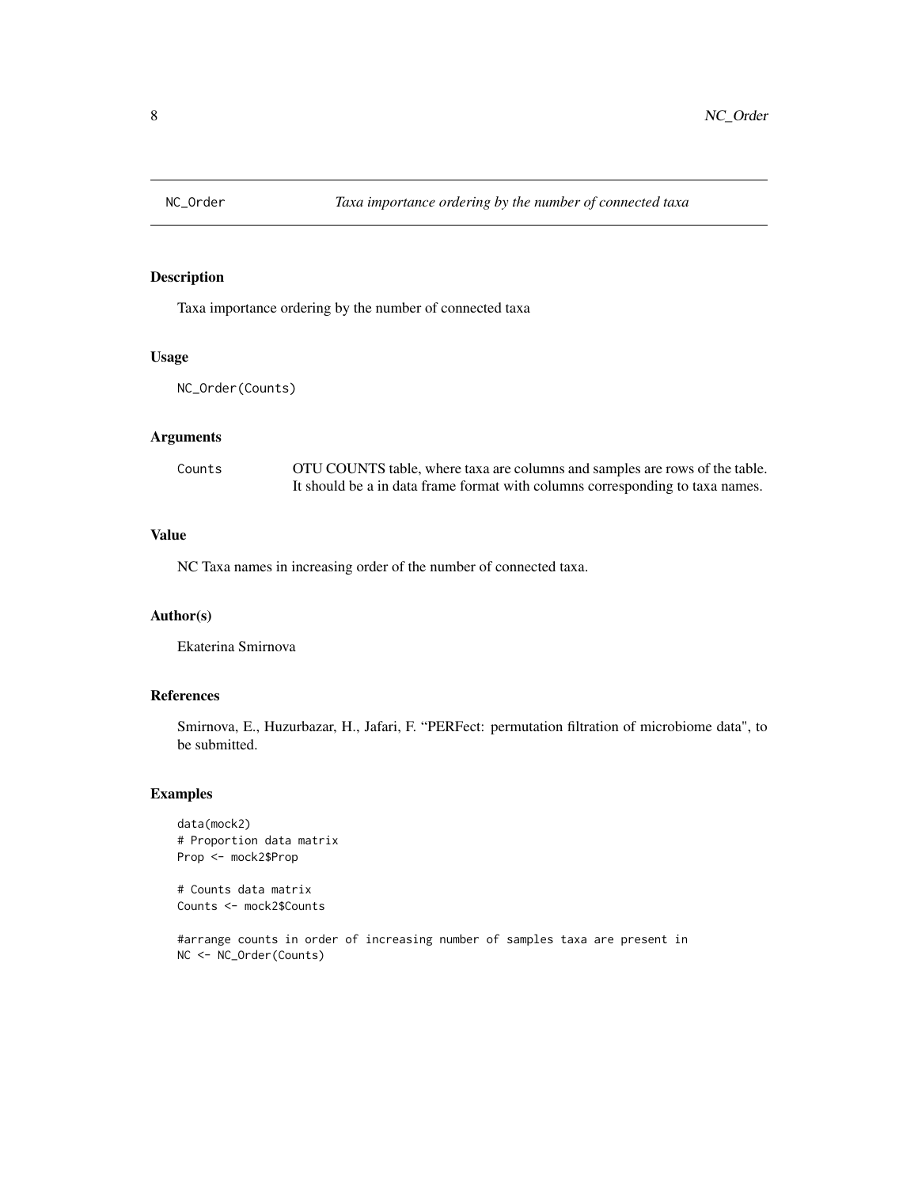## NC_Order *Taxa importance ordering by the number of connected taxa*

### Description

Taxa importance ordering by the number of connected taxa

### Usage

```
NC_Order(Counts)
```

### Arguments

| | |
|---|---|
| Counts | OTU COUNTS table, where taxa are columns and samples are rows of the table. It should be a in data frame format with columns corresponding to taxa names. |

### Value

NC Taxa names in increasing order of the number of connected taxa.

### Author(s)

Ekaterina Smirnova

### References

Smirnova, E., Huzurbazar, H., Jafari, F. "PERFect: permutation filtration of microbiome data", to be submitted.

### Examples

```
data(mock2)
# Proportion data matrix
Prop <- mock2$Prop

# Counts data matrix
Counts <- mock2$Counts

#arrange counts in order of increasing number of samples taxa are present in
NC <- NC_Order(Counts)
```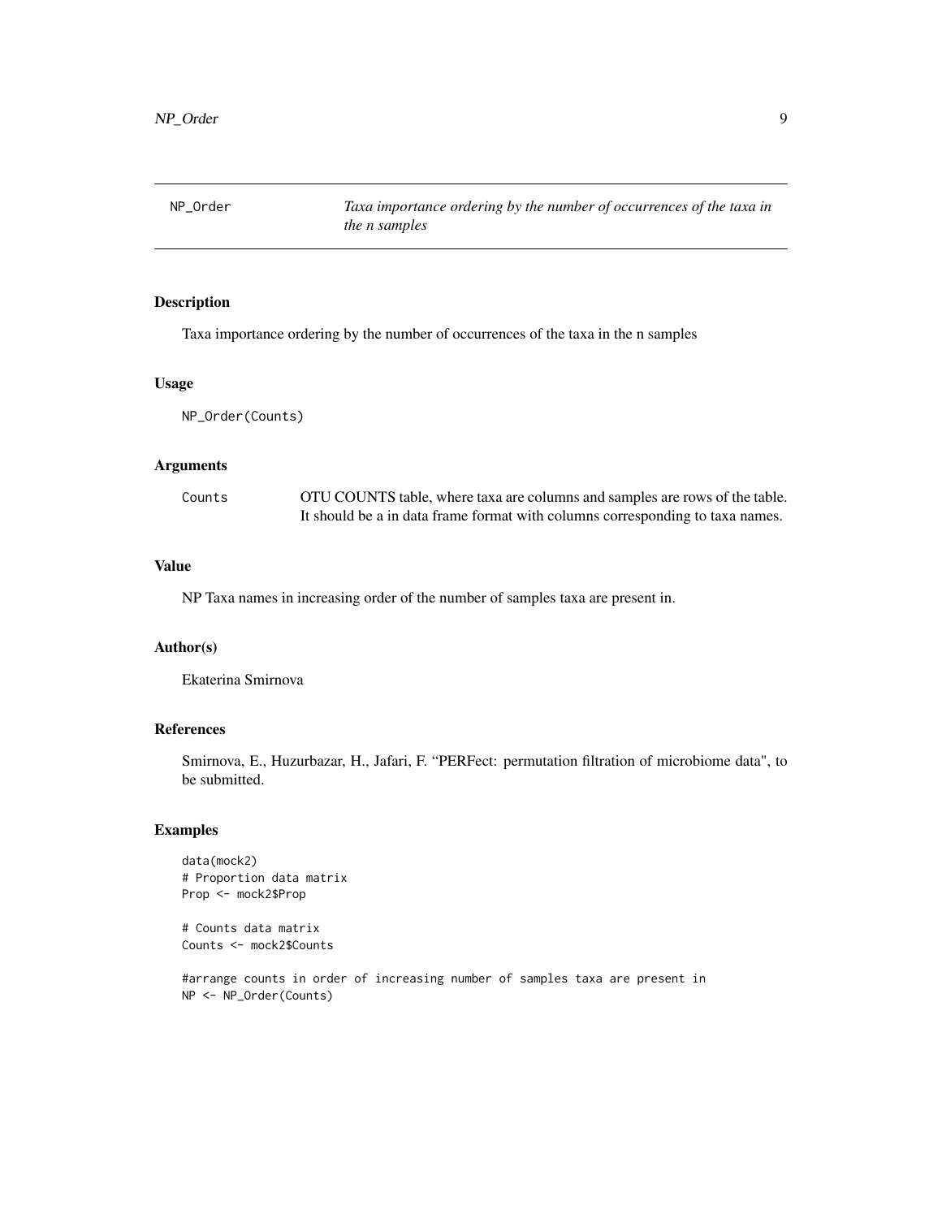## NP_Order    *Taxa importance ordering by the number of occurrences of the taxa in the n samples*

### Description

Taxa importance ordering by the number of occurrences of the taxa in the n samples

### Usage

```
NP_Order(Counts)
```

### Arguments

| | |
|---|---|
| Counts | OTU COUNTS table, where taxa are columns and samples are rows of the table. It should be a in data frame format with columns corresponding to taxa names. |

### Value

NP Taxa names in increasing order of the number of samples taxa are present in.

### Author(s)

Ekaterina Smirnova

### References

Smirnova, E., Huzurbazar, H., Jafari, F. "PERFect: permutation filtration of microbiome data", to be submitted.

### Examples

```
data(mock2)
# Proportion data matrix
Prop <- mock2$Prop

# Counts data matrix
Counts <- mock2$Counts

#arrange counts in order of increasing number of samples taxa are present in
NP <- NP_Order(Counts)
```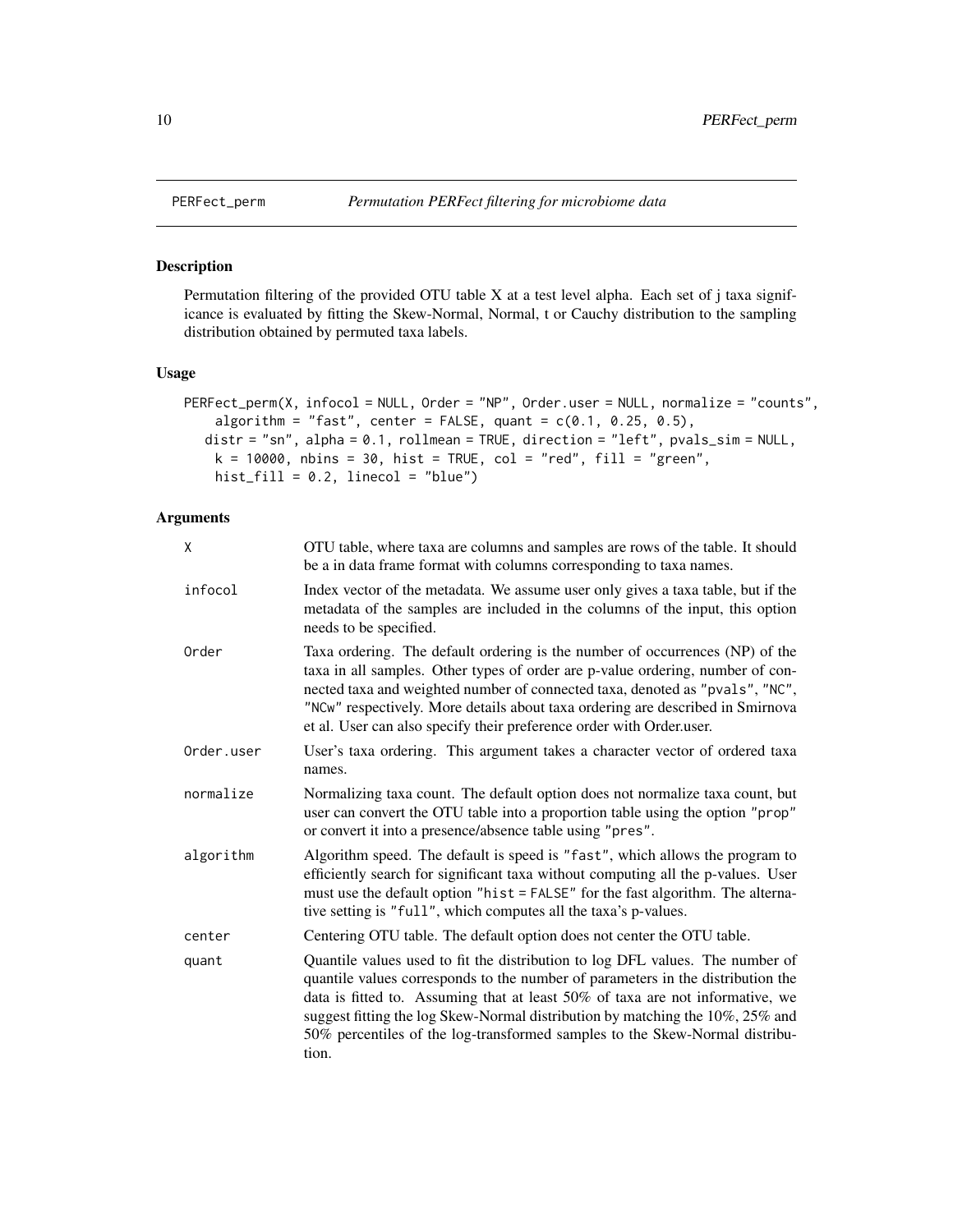# PERFect_perm — *Permutation PERFect filtering for microbiome data*

## Description

Permutation filtering of the provided OTU table X at a test level alpha. Each set of j taxa significance is evaluated by fitting the Skew-Normal, Normal, t or Cauchy distribution to the sampling distribution obtained by permuted taxa labels.

## Usage

```
PERFect_perm(X, infocol = NULL, Order = "NP", Order.user = NULL, normalize = "counts",
    algorithm = "fast", center = FALSE, quant = c(0.1, 0.25, 0.5),
   distr = "sn", alpha = 0.1, rollmean = TRUE, direction = "left", pvals_sim = NULL,
    k = 10000, nbins = 30, hist = TRUE, col = "red", fill = "green",
    hist_fill = 0.2, linecol = "blue")
```

## Arguments

| | |
|---|---|
| `X` | OTU table, where taxa are columns and samples are rows of the table. It should be a in data frame format with columns corresponding to taxa names. |
| `infocol` | Index vector of the metadata. We assume user only gives a taxa table, but if the metadata of the samples are included in the columns of the input, this option needs to be specified. |
| `Order` | Taxa ordering. The default ordering is the number of occurrences (NP) of the taxa in all samples. Other types of order are p-value ordering, number of connected taxa and weighted number of connected taxa, denoted as `"pvals"`, `"NC"`, `"NCw"` respectively. More details about taxa ordering are described in Smirnova et al. User can also specify their preference order with Order.user. |
| `Order.user` | User's taxa ordering. This argument takes a character vector of ordered taxa names. |
| `normalize` | Normalizing taxa count. The default option does not normalize taxa count, but user can convert the OTU table into a proportion table using the option `"prop"` or convert it into a presence/absence table using `"pres"`. |
| `algorithm` | Algorithm speed. The default is speed is `"fast"`, which allows the program to efficiently search for significant taxa without computing all the p-values. User must use the default option `"hist = FALSE"` for the fast algorithm. The alternative setting is `"full"`, which computes all the taxa's p-values. |
| `center` | Centering OTU table. The default option does not center the OTU table. |
| `quant` | Quantile values used to fit the distribution to log DFL values. The number of quantile values corresponds to the number of parameters in the distribution the data is fitted to. Assuming that at least 50% of taxa are not informative, we suggest fitting the log Skew-Normal distribution by matching the 10%, 25% and 50% percentiles of the log-transformed samples to the Skew-Normal distribution. |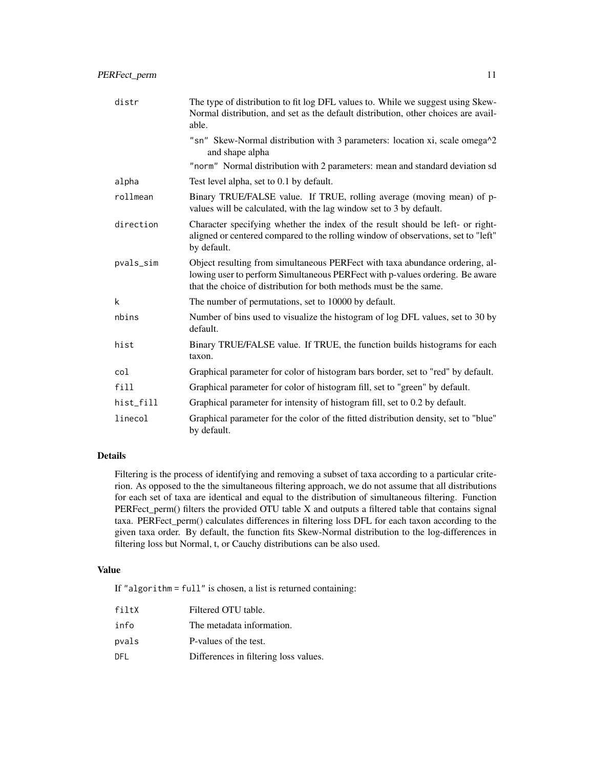| | |
|---|---|
| distr | The type of distribution to fit log DFL values to. While we suggest using Skew-Normal distribution, and set as the default distribution, other choices are available.<br>"sn" Skew-Normal distribution with 3 parameters: location xi, scale omega^2 and shape alpha<br>"norm" Normal distribution with 2 parameters: mean and standard deviation sd |
| alpha | Test level alpha, set to 0.1 by default. |
| rollmean | Binary TRUE/FALSE value. If TRUE, rolling average (moving mean) of p-values will be calculated, with the lag window set to 3 by default. |
| direction | Character specifying whether the index of the result should be left- or right-aligned or centered compared to the rolling window of observations, set to "left" by default. |
| pvals_sim | Object resulting from simultaneous PERFect with taxa abundance ordering, allowing user to perform Simultaneous PERFect with p-values ordering. Be aware that the choice of distribution for both methods must be the same. |
| k | The number of permutations, set to 10000 by default. |
| nbins | Number of bins used to visualize the histogram of log DFL values, set to 30 by default. |
| hist | Binary TRUE/FALSE value. If TRUE, the function builds histograms for each taxon. |
| col | Graphical parameter for color of histogram bars border, set to "red" by default. |
| fill | Graphical parameter for color of histogram fill, set to "green" by default. |
| hist_fill | Graphical parameter for intensity of histogram fill, set to 0.2 by default. |
| linecol | Graphical parameter for the color of the fitted distribution density, set to "blue" by default. |

## Details

Filtering is the process of identifying and removing a subset of taxa according to a particular criterion. As opposed to the the simultaneous filtering approach, we do not assume that all distributions for each set of taxa are identical and equal to the distribution of simultaneous filtering. Function PERFect_perm() filters the provided OTU table X and outputs a filtered table that contains signal taxa. PERFect_perm() calculates differences in filtering loss DFL for each taxon according to the given taxa order. By default, the function fits Skew-Normal distribution to the log-differences in filtering loss but Normal, t, or Cauchy distributions can be also used.

## Value

If "algorithm = full" is chosen, a list is returned containing:

| | |
|---|---|
| filtX | Filtered OTU table. |
| info | The metadata information. |
| pvals | P-values of the test. |
| DFL | Differences in filtering loss values. |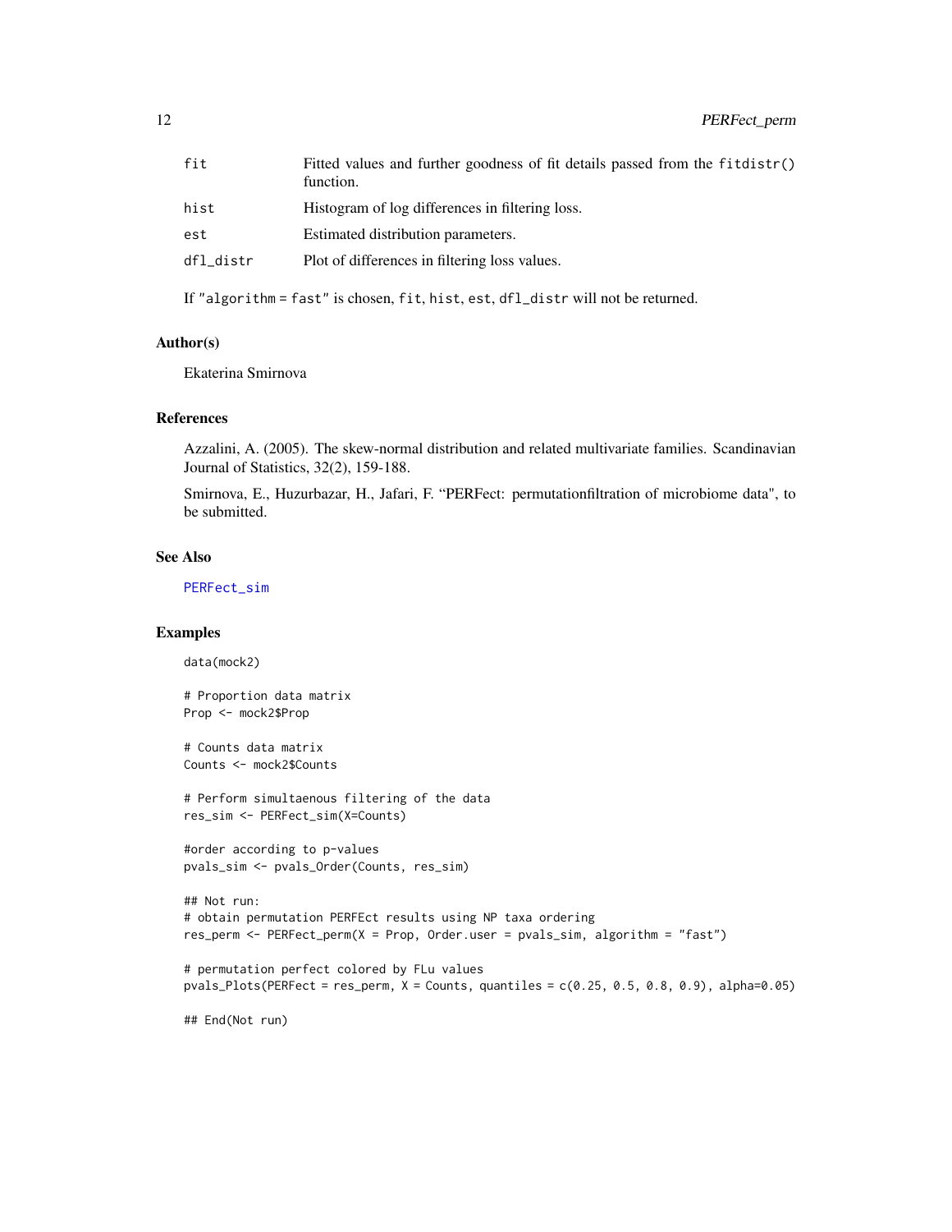| | |
|---|---|
| fit | Fitted values and further goodness of fit details passed from the fitdistr() function. |
| hist | Histogram of log differences in filtering loss. |
| est | Estimated distribution parameters. |
| dfl_distr | Plot of differences in filtering loss values. |

If "algorithm = fast" is chosen, fit, hist, est, dfl_distr will not be returned.

### Author(s)

Ekaterina Smirnova

### References

Azzalini, A. (2005). The skew-normal distribution and related multivariate families. Scandinavian Journal of Statistics, 32(2), 159-188.

Smirnova, E., Huzurbazar, H., Jafari, F. “PERFect: permutationfiltration of microbiome data", to be submitted.

### See Also

PERFect_sim

### Examples

```
data(mock2)

# Proportion data matrix
Prop <- mock2$Prop

# Counts data matrix
Counts <- mock2$Counts

# Perform simultaenous filtering of the data
res_sim <- PERFect_sim(X=Counts)

#order according to p-values
pvals_sim <- pvals_Order(Counts, res_sim)

## Not run:
# obtain permutation PERFect results using NP taxa ordering
res_perm <- PERFect_perm(X = Prop, Order.user = pvals_sim, algorithm = "fast")

# permutation perfect colored by FLu values
pvals_Plots(PERFect = res_perm, X = Counts, quantiles = c(0.25, 0.5, 0.8, 0.9), alpha=0.05)

## End(Not run)
```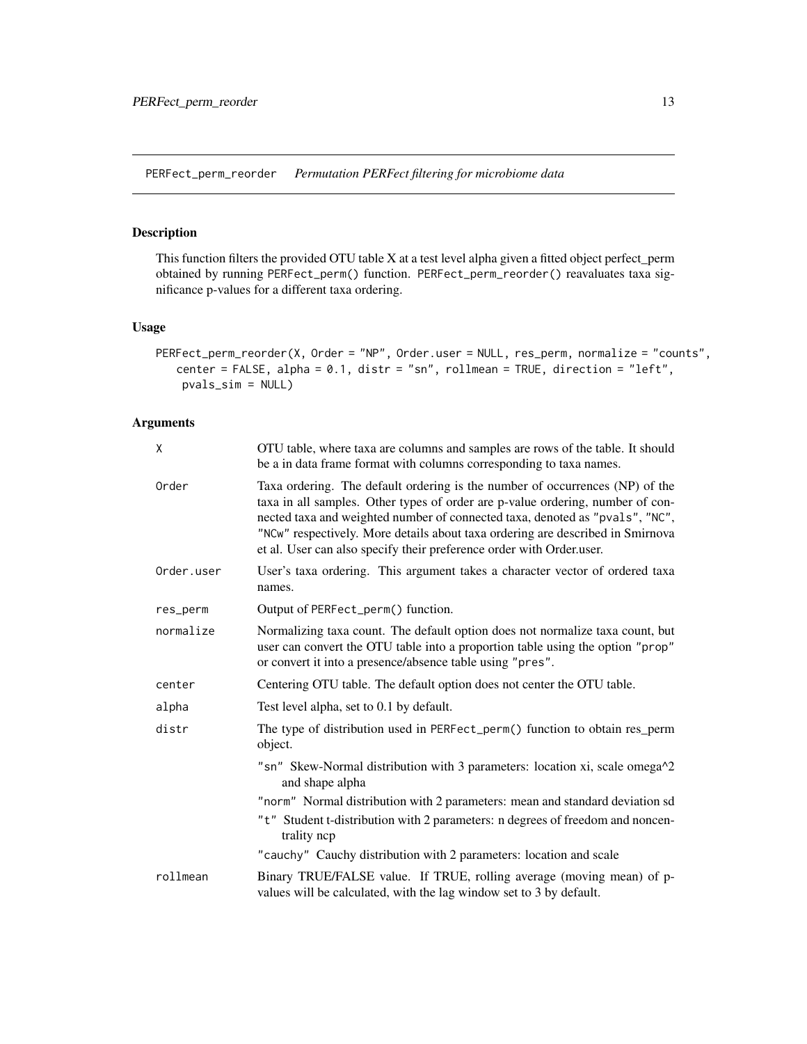## PERFect_perm_reorder *Permutation PERFect filtering for microbiome data*

### Description

This function filters the provided OTU table X at a test level alpha given a fitted object perfect_perm obtained by running `PERFect_perm()` function. `PERFect_perm_reorder()` reavaluates taxa significance p-values for a different taxa ordering.

### Usage

```
PERFect_perm_reorder(X, Order = "NP", Order.user = NULL, res_perm, normalize = "counts",
   center = FALSE, alpha = 0.1, distr = "sn", rollmean = TRUE, direction = "left",
    pvals_sim = NULL)
```

### Arguments

| | |
|---|---|
| `X` | OTU table, where taxa are columns and samples are rows of the table. It should be a in data frame format with columns corresponding to taxa names. |
| `Order` | Taxa ordering. The default ordering is the number of occurrences (NP) of the taxa in all samples. Other types of order are p-value ordering, number of connected taxa and weighted number of connected taxa, denoted as `"pvals"`, `"NC"`, `"NCw"` respectively. More details about taxa ordering are described in Smirnova et al. User can also specify their preference order with Order.user. |
| `Order.user` | User's taxa ordering. This argument takes a character vector of ordered taxa names. |
| `res_perm` | Output of `PERFect_perm()` function. |
| `normalize` | Normalizing taxa count. The default option does not normalize taxa count, but user can convert the OTU table into a proportion table using the option `"prop"` or convert it into a presence/absence table using `"pres"`. |
| `center` | Centering OTU table. The default option does not center the OTU table. |
| `alpha` | Test level alpha, set to 0.1 by default. |
| `distr` | The type of distribution used in `PERFect_perm()` function to obtain res_perm object.<br>`"sn"` Skew-Normal distribution with 3 parameters: location xi, scale omega^2 and shape alpha<br>`"norm"` Normal distribution with 2 parameters: mean and standard deviation sd<br>`"t"` Student t-distribution with 2 parameters: n degrees of freedom and noncentrality ncp<br>`"cauchy"` Cauchy distribution with 2 parameters: location and scale |
| `rollmean` | Binary TRUE/FALSE value. If TRUE, rolling average (moving mean) of p-values will be calculated, with the lag window set to 3 by default. |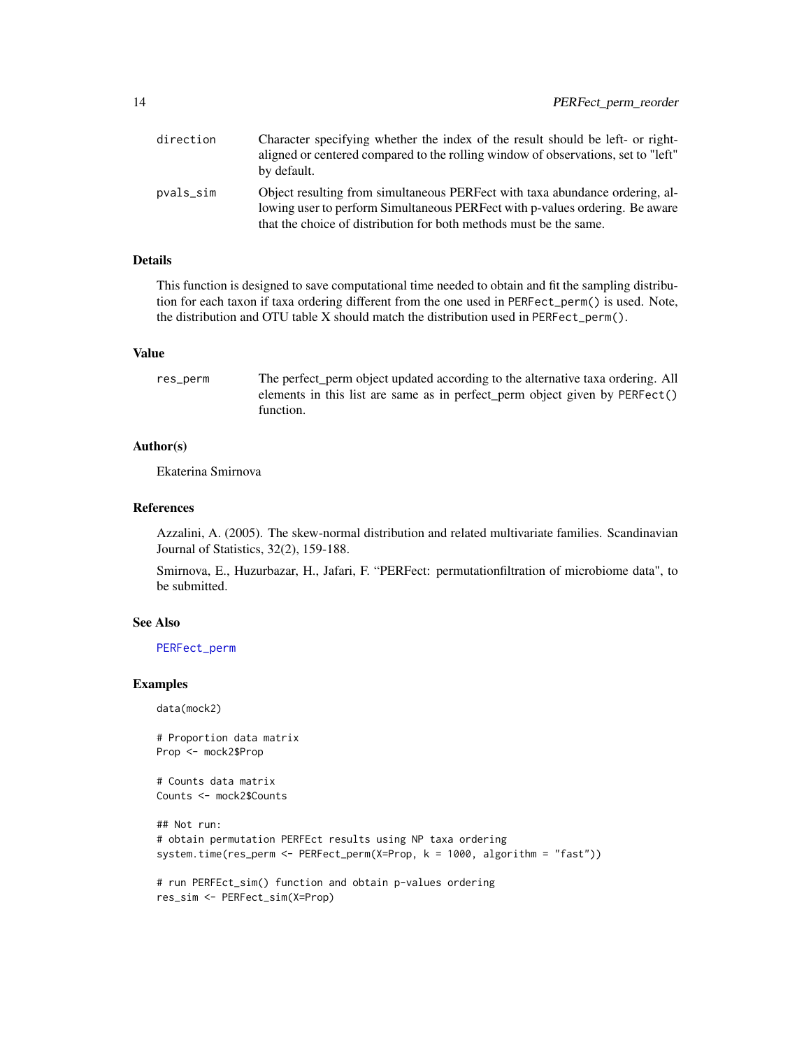direction
: Character specifying whether the index of the result should be left- or right-aligned or centered compared to the rolling window of observations, set to "left" by default.

pvals_sim
: Object resulting from simultaneous PERFect with taxa abundance ordering, allowing user to perform Simultaneous PERFect with p-values ordering. Be aware that the choice of distribution for both methods must be the same.

### Details

This function is designed to save computational time needed to obtain and fit the sampling distribution for each taxon if taxa ordering different from the one used in `PERFect_perm()` is used. Note, the distribution and OTU table X should match the distribution used in `PERFect_perm()`.

### Value

res_perm
: The perfect_perm object updated according to the alternative taxa ordering. All elements in this list are same as in perfect_perm object given by `PERFect()` function.

### Author(s)

Ekaterina Smirnova

### References

Azzalini, A. (2005). The skew-normal distribution and related multivariate families. Scandinavian Journal of Statistics, 32(2), 159-188.

Smirnova, E., Huzurbazar, H., Jafari, F. "PERFect: permutationfiltration of microbiome data", to be submitted.

### See Also

PERFect_perm

### Examples

```
data(mock2)

# Proportion data matrix
Prop <- mock2$Prop

# Counts data matrix
Counts <- mock2$Counts

## Not run:
# obtain permutation PERFEct results using NP taxa ordering
system.time(res_perm <- PERFect_perm(X=Prop, k = 1000, algorithm = "fast"))

# run PERFEct_sim() function and obtain p-values ordering
res_sim <- PERFect_sim(X=Prop)
```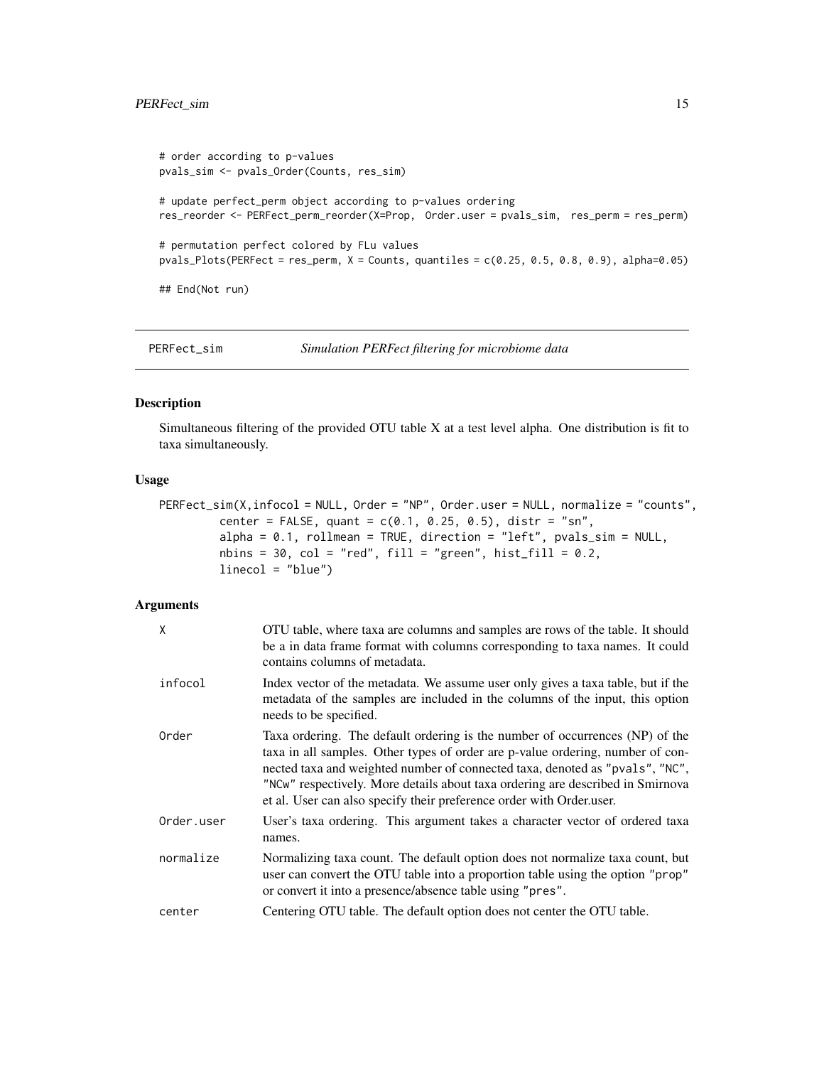```
# order according to p-values
pvals_sim <- pvals_Order(Counts, res_sim)

# update perfect_perm object according to p-values ordering
res_reorder <- PERFect_perm_reorder(X=Prop,  Order.user = pvals_sim,  res_perm = res_perm)

# permutation perfect colored by FLu values
pvals_Plots(PERFect = res_perm, X = Counts, quantiles = c(0.25, 0.5, 0.8, 0.9), alpha=0.05)

## End(Not run)
```

---

## PERFect_sim — *Simulation PERFect filtering for microbiome data*

### Description

Simultaneous filtering of the provided OTU table X at a test level alpha. One distribution is fit to taxa simultaneously.

### Usage

```
PERFect_sim(X,infocol = NULL, Order = "NP", Order.user = NULL, normalize = "counts",
         center = FALSE, quant = c(0.1, 0.25, 0.5), distr = "sn",
         alpha = 0.1, rollmean = TRUE, direction = "left", pvals_sim = NULL,
         nbins = 30, col = "red", fill = "green", hist_fill = 0.2,
         linecol = "blue")
```

### Arguments

| | |
|---|---|
| X | OTU table, where taxa are columns and samples are rows of the table. It should be a in data frame format with columns corresponding to taxa names. It could contains columns of metadata. |
| infocol | Index vector of the metadata. We assume user only gives a taxa table, but if the metadata of the samples are included in the columns of the input, this option needs to be specified. |
| Order | Taxa ordering. The default ordering is the number of occurrences (NP) of the taxa in all samples. Other types of order are p-value ordering, number of connected taxa and weighted number of connected taxa, denoted as "pvals", "NC", "NCw" respectively. More details about taxa ordering are described in Smirnova et al. User can also specify their preference order with Order.user. |
| Order.user | User's taxa ordering. This argument takes a character vector of ordered taxa names. |
| normalize | Normalizing taxa count. The default option does not normalize taxa count, but user can convert the OTU table into a proportion table using the option "prop" or convert it into a presence/absence table using "pres". |
| center | Centering OTU table. The default option does not center the OTU table. |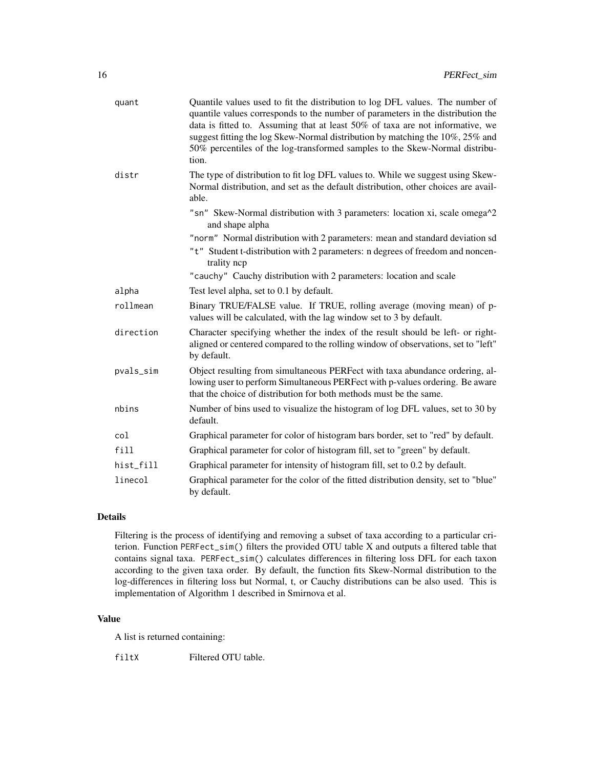| | |
|---|---|
| quant | Quantile values used to fit the distribution to log DFL values. The number of quantile values corresponds to the number of parameters in the distribution the data is fitted to. Assuming that at least 50% of taxa are not informative, we suggest fitting the log Skew-Normal distribution by matching the 10%, 25% and 50% percentiles of the log-transformed samples to the Skew-Normal distribution. |
| distr | The type of distribution to fit log DFL values to. While we suggest using Skew-Normal distribution, and set as the default distribution, other choices are available.<br>"sn" Skew-Normal distribution with 3 parameters: location xi, scale omega^2 and shape alpha<br>"norm" Normal distribution with 2 parameters: mean and standard deviation sd<br>"t" Student t-distribution with 2 parameters: n degrees of freedom and noncentrality ncp<br>"cauchy" Cauchy distribution with 2 parameters: location and scale |
| alpha | Test level alpha, set to 0.1 by default. |
| rollmean | Binary TRUE/FALSE value. If TRUE, rolling average (moving mean) of p-values will be calculated, with the lag window set to 3 by default. |
| direction | Character specifying whether the index of the result should be left- or right-aligned or centered compared to the rolling window of observations, set to "left" by default. |
| pvals_sim | Object resulting from simultaneous PERFect with taxa abundance ordering, allowing user to perform Simultaneous PERFect with p-values ordering. Be aware that the choice of distribution for both methods must be the same. |
| nbins | Number of bins used to visualize the histogram of log DFL values, set to 30 by default. |
| col | Graphical parameter for color of histogram bars border, set to "red" by default. |
| fill | Graphical parameter for color of histogram fill, set to "green" by default. |
| hist_fill | Graphical parameter for intensity of histogram fill, set to 0.2 by default. |
| linecol | Graphical parameter for the color of the fitted distribution density, set to "blue" by default. |

## Details

Filtering is the process of identifying and removing a subset of taxa according to a particular criterion. Function `PERFect_sim()` filters the provided OTU table X and outputs a filtered table that contains signal taxa. `PERFect_sim()` calculates differences in filtering loss DFL for each taxon according to the given taxa order. By default, the function fits Skew-Normal distribution to the log-differences in filtering loss but Normal, t, or Cauchy distributions can be also used. This is implementation of Algorithm 1 described in Smirnova et al.

## Value

A list is returned containing:

| | |
|---|---|
| filtX | Filtered OTU table. |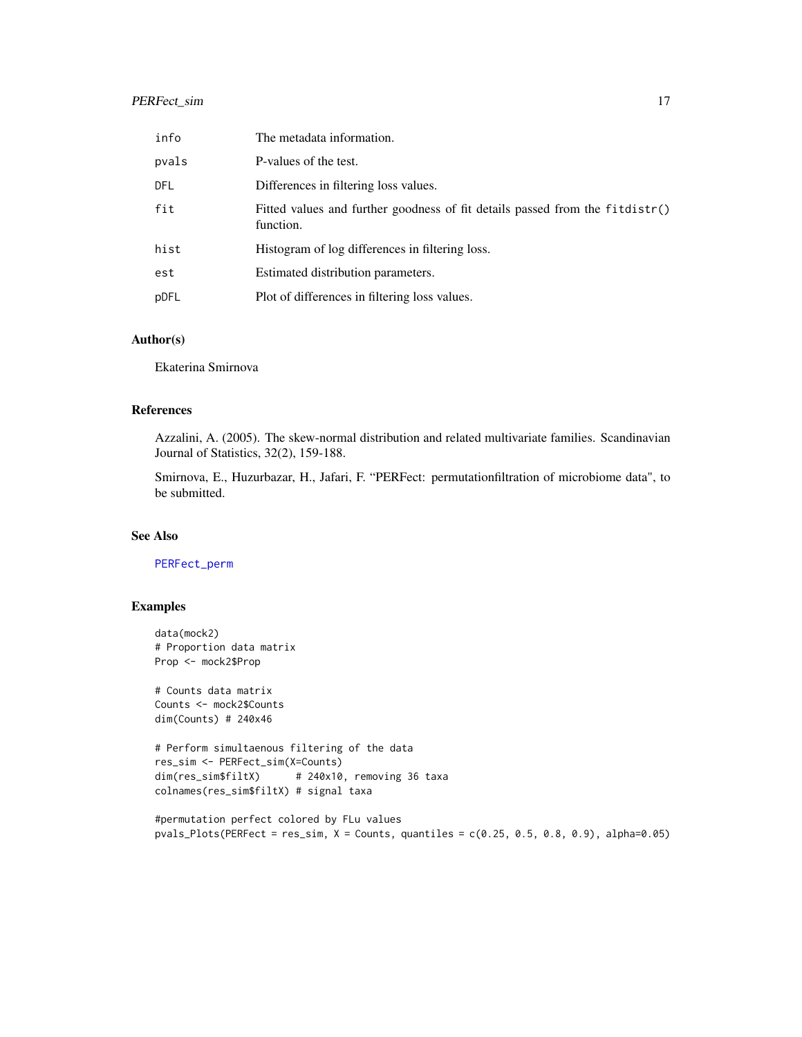| | |
|---|---|
| info | The metadata information. |
| pvals | P-values of the test. |
| DFL | Differences in filtering loss values. |
| fit | Fitted values and further goodness of fit details passed from the fitdistr() function. |
| hist | Histogram of log differences in filtering loss. |
| est | Estimated distribution parameters. |
| pDFL | Plot of differences in filtering loss values. |

## Author(s)

Ekaterina Smirnova

## References

Azzalini, A. (2005). The skew-normal distribution and related multivariate families. Scandinavian Journal of Statistics, 32(2), 159-188.

Smirnova, E., Huzurbazar, H., Jafari, F. "PERFect: permutationfiltration of microbiome data", to be submitted.

## See Also

PERFect_perm

## Examples

```
data(mock2)
# Proportion data matrix
Prop <- mock2$Prop

# Counts data matrix
Counts <- mock2$Counts
dim(Counts) # 240x46

# Perform simultaenous filtering of the data
res_sim <- PERFect_sim(X=Counts)
dim(res_sim$filtX)      # 240x10, removing 36 taxa
colnames(res_sim$filtX) # signal taxa

#permutation perfect colored by FLu values
pvals_Plots(PERFect = res_sim, X = Counts, quantiles = c(0.25, 0.5, 0.8, 0.9), alpha=0.05)
```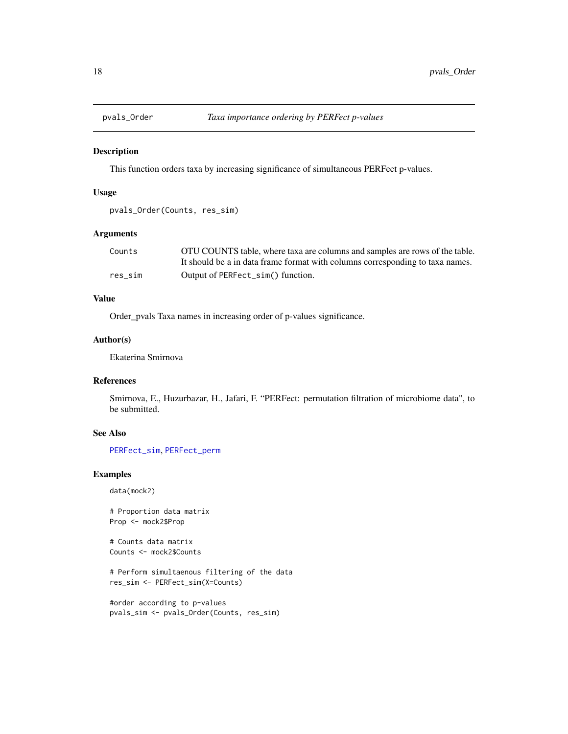## pvals_Order *Taxa importance ordering by PERFect p-values*

### Description

This function orders taxa by increasing significance of simultaneous PERFect p-values.

### Usage

```
pvals_Order(Counts, res_sim)
```

### Arguments

| | |
|---|---|
| Counts | OTU COUNTS table, where taxa are columns and samples are rows of the table. It should be a in data frame format with columns corresponding to taxa names. |
| res_sim | Output of `PERFect_sim()` function. |

### Value

Order_pvals Taxa names in increasing order of p-values significance.

### Author(s)

Ekaterina Smirnova

### References

Smirnova, E., Huzurbazar, H., Jafari, F. "PERFect: permutation filtration of microbiome data", to be submitted.

### See Also

PERFect_sim, PERFect_perm

### Examples

```
data(mock2)

# Proportion data matrix
Prop <- mock2$Prop

# Counts data matrix
Counts <- mock2$Counts

# Perform simultaenous filtering of the data
res_sim <- PERFect_sim(X=Counts)

#order according to p-values
pvals_sim <- pvals_Order(Counts, res_sim)
```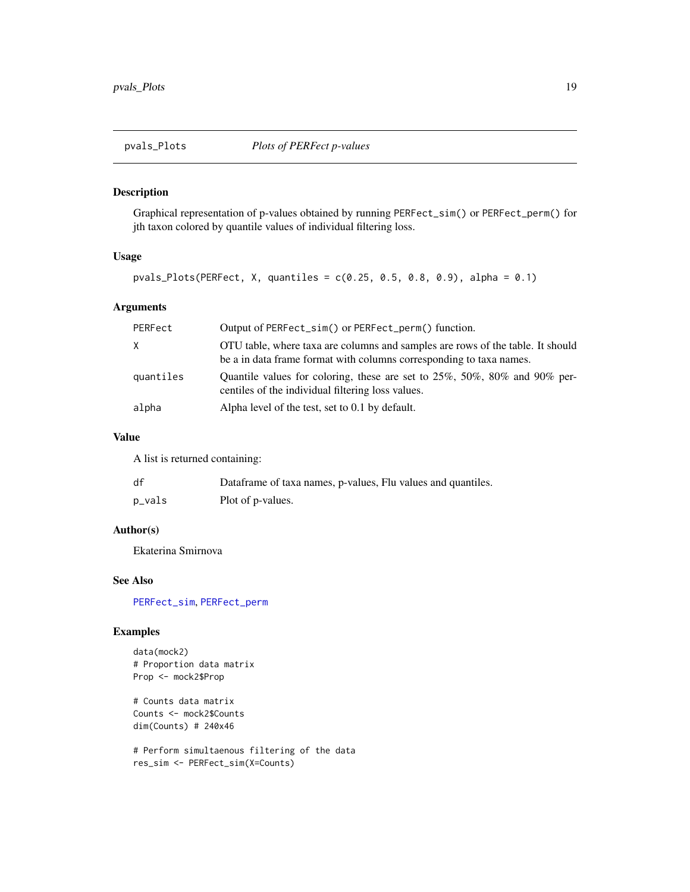## pvals_Plots *Plots of PERFect p-values*

### Description

Graphical representation of p-values obtained by running `PERFect_sim()` or `PERFect_perm()` for jth taxon colored by quantile values of individual filtering loss.

### Usage

```
pvals_Plots(PERFect, X, quantiles = c(0.25, 0.5, 0.8, 0.9), alpha = 0.1)
```

### Arguments

| | |
|---|---|
| PERFect | Output of `PERFect_sim()` or `PERFect_perm()` function. |
| X | OTU table, where taxa are columns and samples are rows of the table. It should be a in data frame format with columns corresponding to taxa names. |
| quantiles | Quantile values for coloring, these are set to 25%, 50%, 80% and 90% percentiles of the individual filtering loss values. |
| alpha | Alpha level of the test, set to 0.1 by default. |

### Value

A list is returned containing:

| | |
|---|---|
| df | Dataframe of taxa names, p-values, Flu values and quantiles. |
| p_vals | Plot of p-values. |

### Author(s)

Ekaterina Smirnova

### See Also

PERFect_sim, PERFect_perm

### Examples

```
data(mock2)
# Proportion data matrix
Prop <- mock2$Prop

# Counts data matrix
Counts <- mock2$Counts
dim(Counts) # 240x46

# Perform simultaenous filtering of the data
res_sim <- PERFect_sim(X=Counts)
```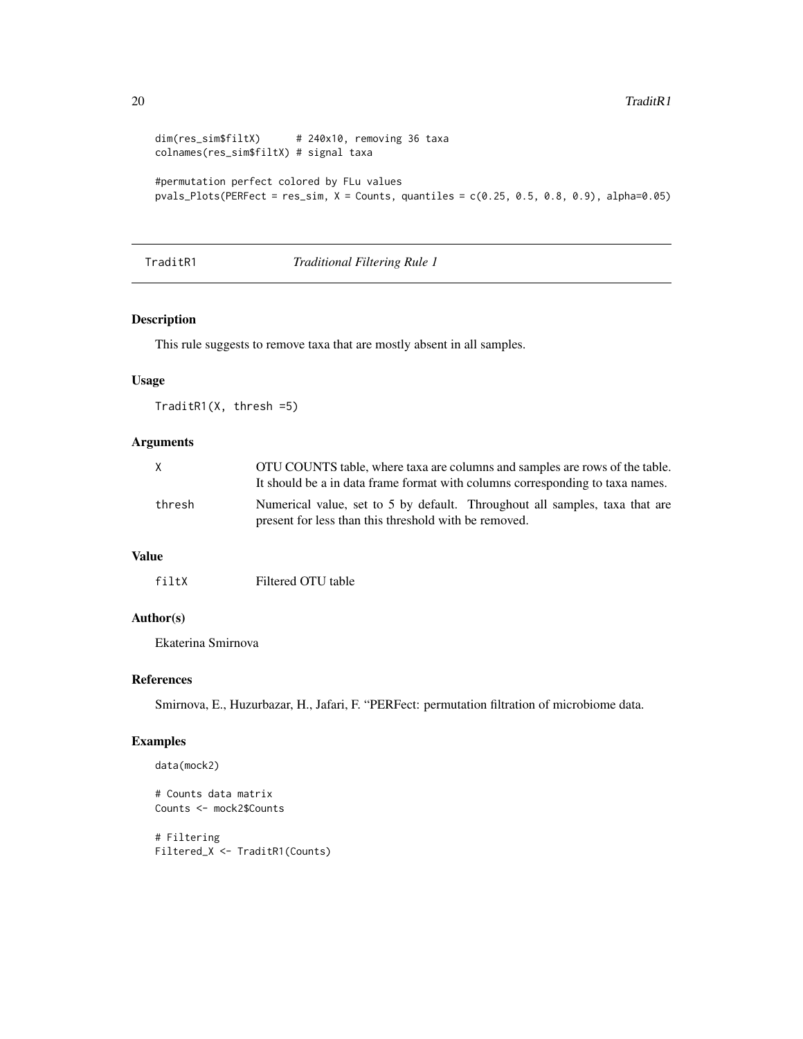```
dim(res_sim$filtX)      # 240x10, removing 36 taxa
colnames(res_sim$filtX) # signal taxa

#permutation perfect colored by FLu values
pvals_Plots(PERFect = res_sim, X = Counts, quantiles = c(0.25, 0.5, 0.8, 0.9), alpha=0.05)
```

## TraditR1 — *Traditional Filtering Rule 1*

### Description

This rule suggests to remove taxa that are mostly absent in all samples.

### Usage

```
TraditR1(X, thresh =5)
```

### Arguments

| | |
|---|---|
| X | OTU COUNTS table, where taxa are columns and samples are rows of the table. It should be a in data frame format with columns corresponding to taxa names. |
| thresh | Numerical value, set to 5 by default. Throughout all samples, taxa that are present for less than this threshold with be removed. |

### Value

| | |
|---|---|
| filtX | Filtered OTU table |

### Author(s)

Ekaterina Smirnova

### References

Smirnova, E., Huzurbazar, H., Jafari, F. "PERFect: permutation filtration of microbiome data.

### Examples

```
data(mock2)

# Counts data matrix
Counts <- mock2$Counts

# Filtering
Filtered_X <- TraditR1(Counts)
```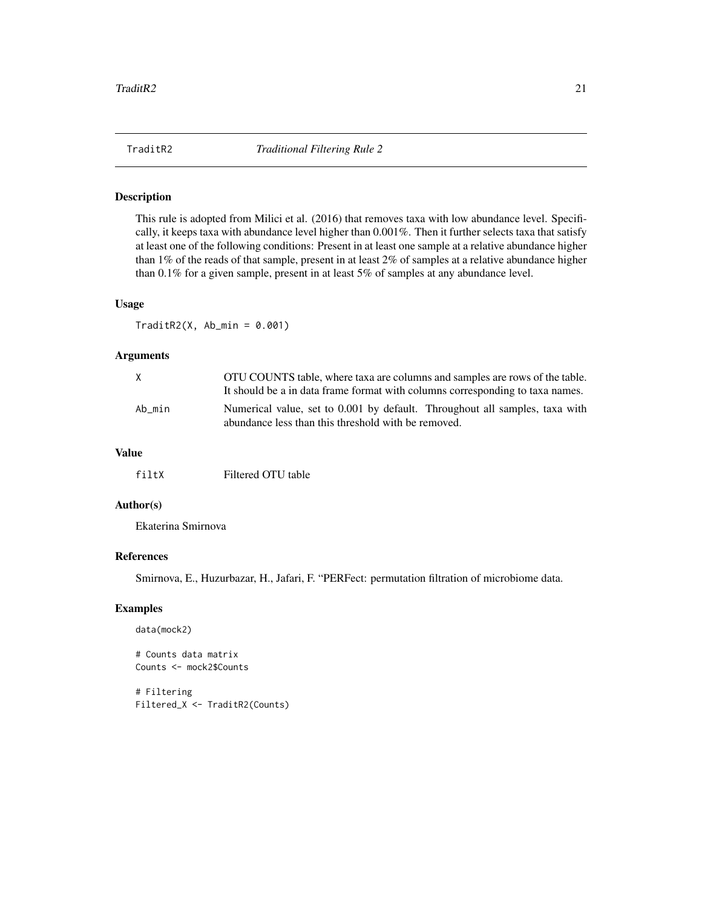## TraditR2 — *Traditional Filtering Rule 2*

### Description

This rule is adopted from Milici et al. (2016) that removes taxa with low abundance level. Specifically, it keeps taxa with abundance level higher than 0.001%. Then it further selects taxa that satisfy at least one of the following conditions: Present in at least one sample at a relative abundance higher than 1% of the reads of that sample, present in at least 2% of samples at a relative abundance higher than 0.1% for a given sample, present in at least 5% of samples at any abundance level.

### Usage

```
TraditR2(X, Ab_min = 0.001)
```

### Arguments

| | |
|---|---|
| X | OTU COUNTS table, where taxa are columns and samples are rows of the table. It should be a in data frame format with columns corresponding to taxa names. |
| Ab_min | Numerical value, set to 0.001 by default. Throughout all samples, taxa with abundance less than this threshold with be removed. |

### Value

| | |
|---|---|
| filtX | Filtered OTU table |

### Author(s)

Ekaterina Smirnova

### References

Smirnova, E., Huzurbazar, H., Jafari, F. "PERFect: permutation filtration of microbiome data.

### Examples

```
data(mock2)

# Counts data matrix
Counts <- mock2$Counts

# Filtering
Filtered_X <- TraditR2(Counts)
```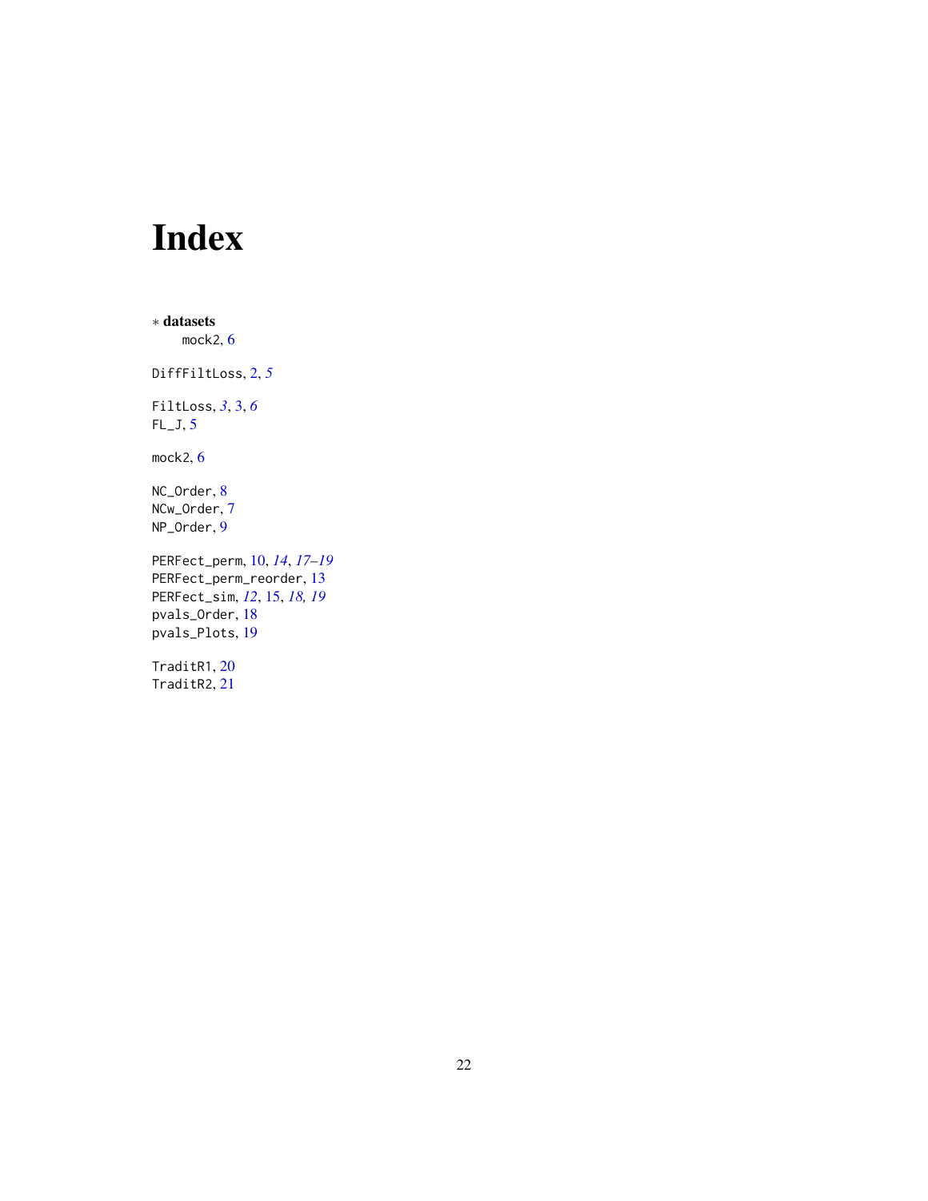# Index

∗ **datasets**
 mock2, 6

DiffFiltLoss, 2, *5*

FiltLoss, *3*, 3, *6*
FL_J, 5

mock2, 6

NC_Order, 8
NCw_Order, 7
NP_Order, 9

PERFect_perm, 10, *14*, *17–19*
PERFect_perm_reorder, 13
PERFect_sim, *12*, 15, *18, 19*
pvals_Order, 18
pvals_Plots, 19

TraditR1, 20
TraditR2, 21